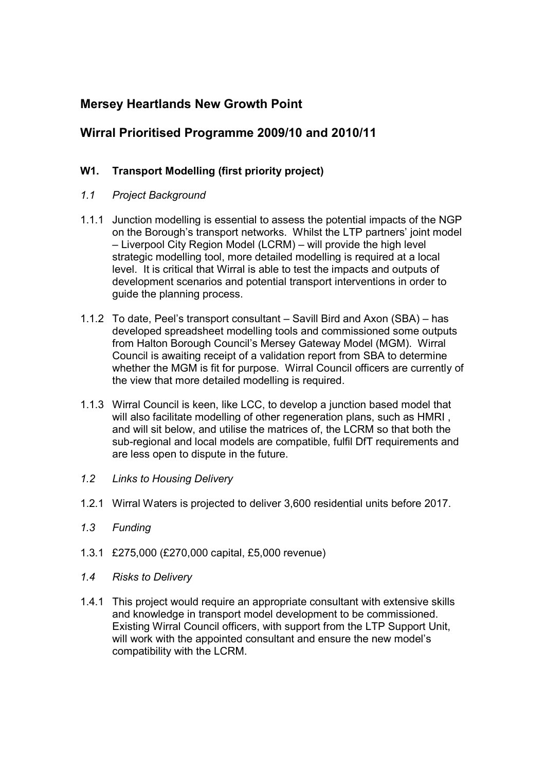# Mersey Heartlands New Growth Point

# Wirral Prioritised Programme 2009/10 and 2010/11

## W1. Transport Modelling (first priority project)

### *1.1 Project Background*

1.1.1 Junction modelling is essential to assess the potential impacts of the NGP on the Borough's transport networks. Whilst the LTP partners' joint model – Liverpool City Region Model (LCRM) – will provide the high level strategic modelling tool, more detailed modelling is required at a local level. It is critical that Wirral is able to test the impacts and outputs of development scenarios and potential transport interventions in order to guide the planning process.

1.1.2 To date, Peel's transport consultant – Savill Bird and Axon (SBA) – has developed spreadsheet modelling tools and commissioned some outputs from Halton Borough Council's Mersey Gateway Model (MGM). Wirral Council is awaiting receipt of a validation report from SBA to determine whether the MGM is fit for purpose. Wirral Council officers are currently of the view that more detailed modelling is required.

1.1.3 Wirral Council is keen, like LCC, to develop a junction based model that will also facilitate modelling of other regeneration plans, such as HMRI , and will sit below, and utilise the matrices of, the LCRM so that both the sub-regional and local models are compatible, fulfil DfT requirements and are less open to dispute in the future.

### *1.2 Links to Housing Delivery*

1.2.1 Wirral Waters is projected to deliver 3,600 residential units before 2017.

### *1.3 Funding*

1.3.1 £275,000 (£270,000 capital, £5,000 revenue)

### *1.4 Risks to Delivery*

1.4.1 This project would require an appropriate consultant with extensive skills and knowledge in transport model development to be commissioned. Existing Wirral Council officers, with support from the LTP Support Unit, will work with the appointed consultant and ensure the new model's compatibility with the LCRM.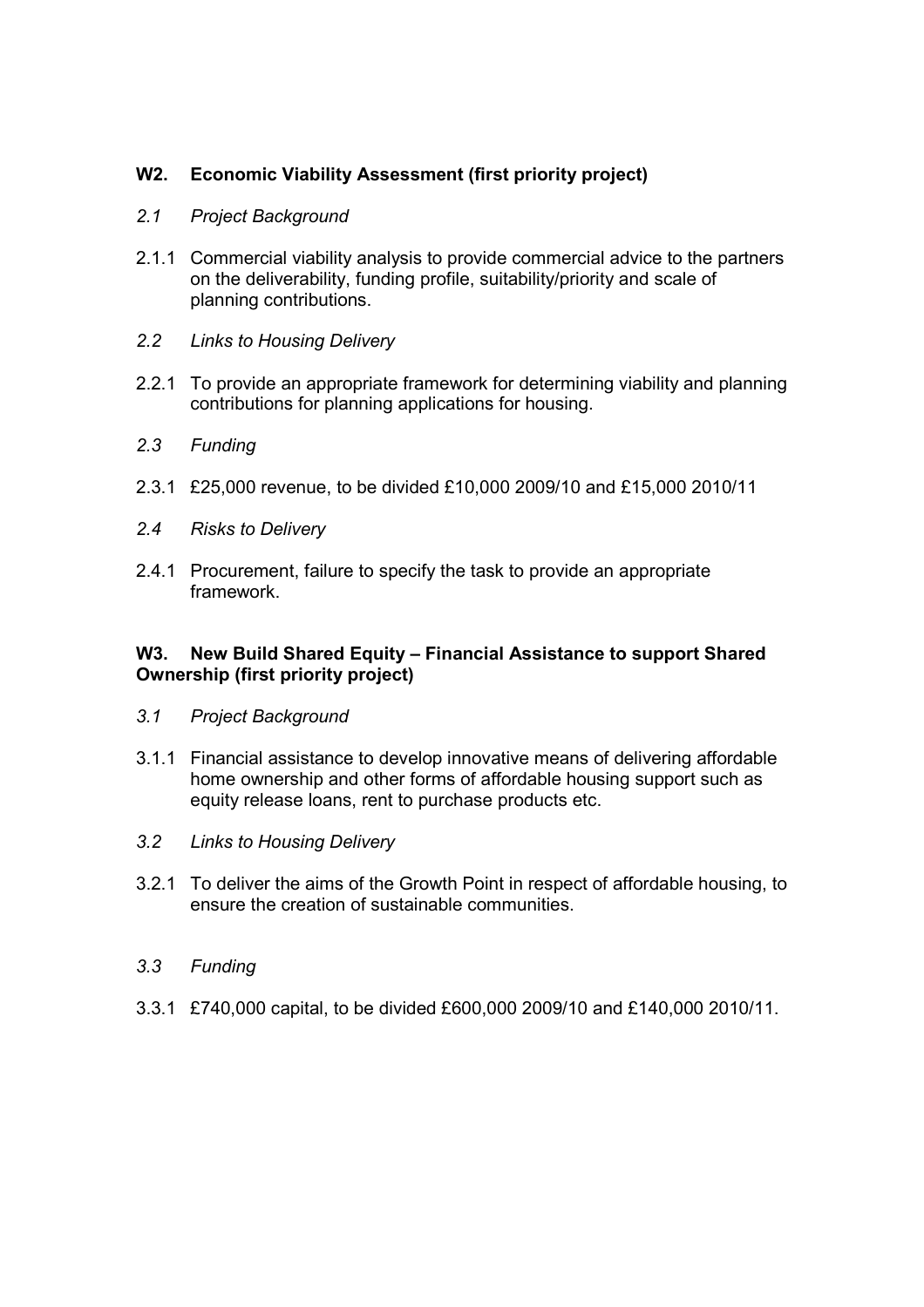## W2. Economic Viability Assessment (first priority project)

### *2.1 Project Background*

2.1.1 Commercial viability analysis to provide commercial advice to the partners on the deliverability, funding profile, suitability/priority and scale of planning contributions.

### *2.2 Links to Housing Delivery*

2.2.1 To provide an appropriate framework for determining viability and planning contributions for planning applications for housing.

### *2.3 Funding*

2.3.1 £25,000 revenue, to be divided £10,000 2009/10 and £15,000 2010/11

### *2.4 Risks to Delivery*

2.4.1 Procurement, failure to specify the task to provide an appropriate framework.

## W3. New Build Shared Equity – Financial Assistance to support Shared Ownership (first priority project)

### *3.1 Project Background*

3.1.1 Financial assistance to develop innovative means of delivering affordable home ownership and other forms of affordable housing support such as equity release loans, rent to purchase products etc.

### *3.2 Links to Housing Delivery*

3.2.1 To deliver the aims of the Growth Point in respect of affordable housing, to ensure the creation of sustainable communities.

### *3.3 Funding*

3.3.1 £740,000 capital, to be divided £600,000 2009/10 and £140,000 2010/11.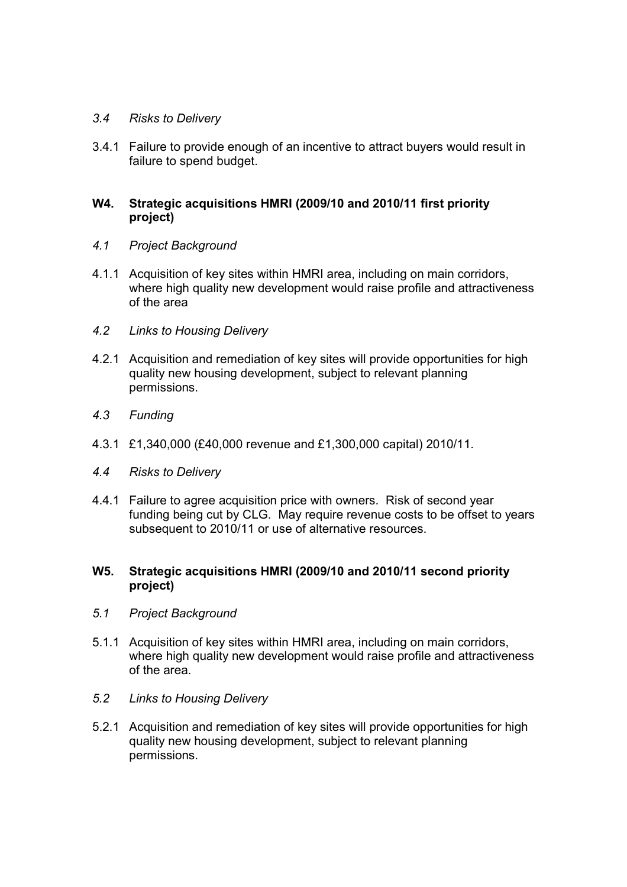*3.4 Risks to Delivery*

3.4.1 Failure to provide enough of an incentive to attract buyers would result in failure to spend budget.

**W4. Strategic acquisitions HMRI (2009/10 and 2010/11 first priority project)**

*4.1 Project Background*

4.1.1 Acquisition of key sites within HMRI area, including on main corridors, where high quality new development would raise profile and attractiveness of the area

*4.2 Links to Housing Delivery*

4.2.1 Acquisition and remediation of key sites will provide opportunities for high quality new housing development, subject to relevant planning permissions.

*4.3 Funding*

4.3.1 £1,340,000 (£40,000 revenue and £1,300,000 capital) 2010/11.

*4.4 Risks to Delivery*

4.4.1 Failure to agree acquisition price with owners. Risk of second year funding being cut by CLG. May require revenue costs to be offset to years subsequent to 2010/11 or use of alternative resources.

**W5. Strategic acquisitions HMRI (2009/10 and 2010/11 second priority project)**

*5.1 Project Background*

5.1.1 Acquisition of key sites within HMRI area, including on main corridors, where high quality new development would raise profile and attractiveness of the area.

*5.2 Links to Housing Delivery*

5.2.1 Acquisition and remediation of key sites will provide opportunities for high quality new housing development, subject to relevant planning permissions.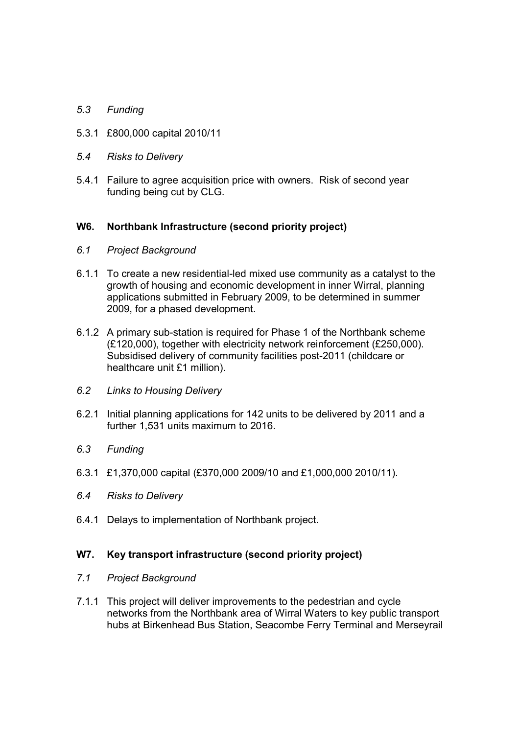*5.3 Funding*

5.3.1 £800,000 capital 2010/11

*5.4 Risks to Delivery*

5.4.1 Failure to agree acquisition price with owners. Risk of second year funding being cut by CLG.

### W6. Northbank Infrastructure (second priority project)

*6.1 Project Background*

6.1.1 To create a new residential-led mixed use community as a catalyst to the growth of housing and economic development in inner Wirral, planning applications submitted in February 2009, to be determined in summer 2009, for a phased development.

6.1.2 A primary sub-station is required for Phase 1 of the Northbank scheme (£120,000), together with electricity network reinforcement (£250,000). Subsidised delivery of community facilities post-2011 (childcare or healthcare unit £1 million).

*6.2 Links to Housing Delivery*

6.2.1 Initial planning applications for 142 units to be delivered by 2011 and a further 1,531 units maximum to 2016.

*6.3 Funding*

6.3.1 £1,370,000 capital (£370,000 2009/10 and £1,000,000 2010/11).

*6.4 Risks to Delivery*

6.4.1 Delays to implementation of Northbank project.

### W7. Key transport infrastructure (second priority project)

*7.1 Project Background*

7.1.1 This project will deliver improvements to the pedestrian and cycle networks from the Northbank area of Wirral Waters to key public transport hubs at Birkenhead Bus Station, Seacombe Ferry Terminal and Merseyrail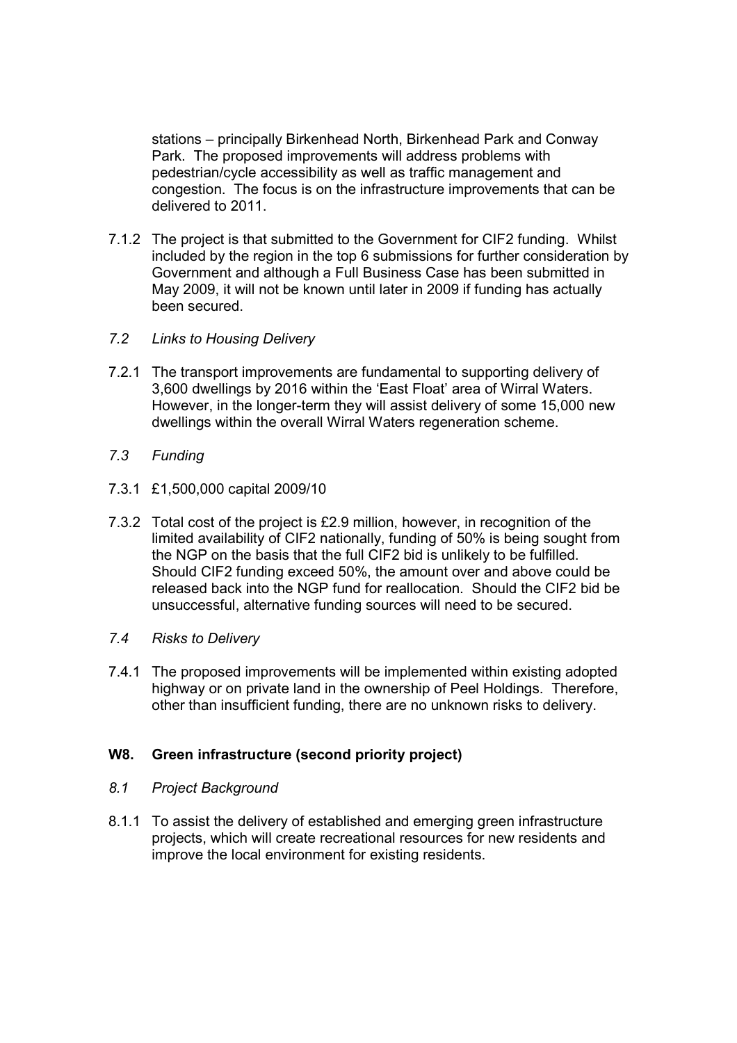stations – principally Birkenhead North, Birkenhead Park and Conway Park. The proposed improvements will address problems with pedestrian/cycle accessibility as well as traffic management and congestion. The focus is on the infrastructure improvements that can be delivered to 2011.

7.1.2 The project is that submitted to the Government for CIF2 funding. Whilst included by the region in the top 6 submissions for further consideration by Government and although a Full Business Case has been submitted in May 2009, it will not be known until later in 2009 if funding has actually been secured.

*7.2 Links to Housing Delivery*

7.2.1 The transport improvements are fundamental to supporting delivery of 3,600 dwellings by 2016 within the 'East Float' area of Wirral Waters. However, in the longer-term they will assist delivery of some 15,000 new dwellings within the overall Wirral Waters regeneration scheme.

*7.3 Funding*

7.3.1 £1,500,000 capital 2009/10

7.3.2 Total cost of the project is £2.9 million, however, in recognition of the limited availability of CIF2 nationally, funding of 50% is being sought from the NGP on the basis that the full CIF2 bid is unlikely to be fulfilled. Should CIF2 funding exceed 50%, the amount over and above could be released back into the NGP fund for reallocation. Should the CIF2 bid be unsuccessful, alternative funding sources will need to be secured.

*7.4 Risks to Delivery*

7.4.1 The proposed improvements will be implemented within existing adopted highway or on private land in the ownership of Peel Holdings. Therefore, other than insufficient funding, there are no unknown risks to delivery.

## W8. Green infrastructure (second priority project)

*8.1 Project Background*

8.1.1 To assist the delivery of established and emerging green infrastructure projects, which will create recreational resources for new residents and improve the local environment for existing residents.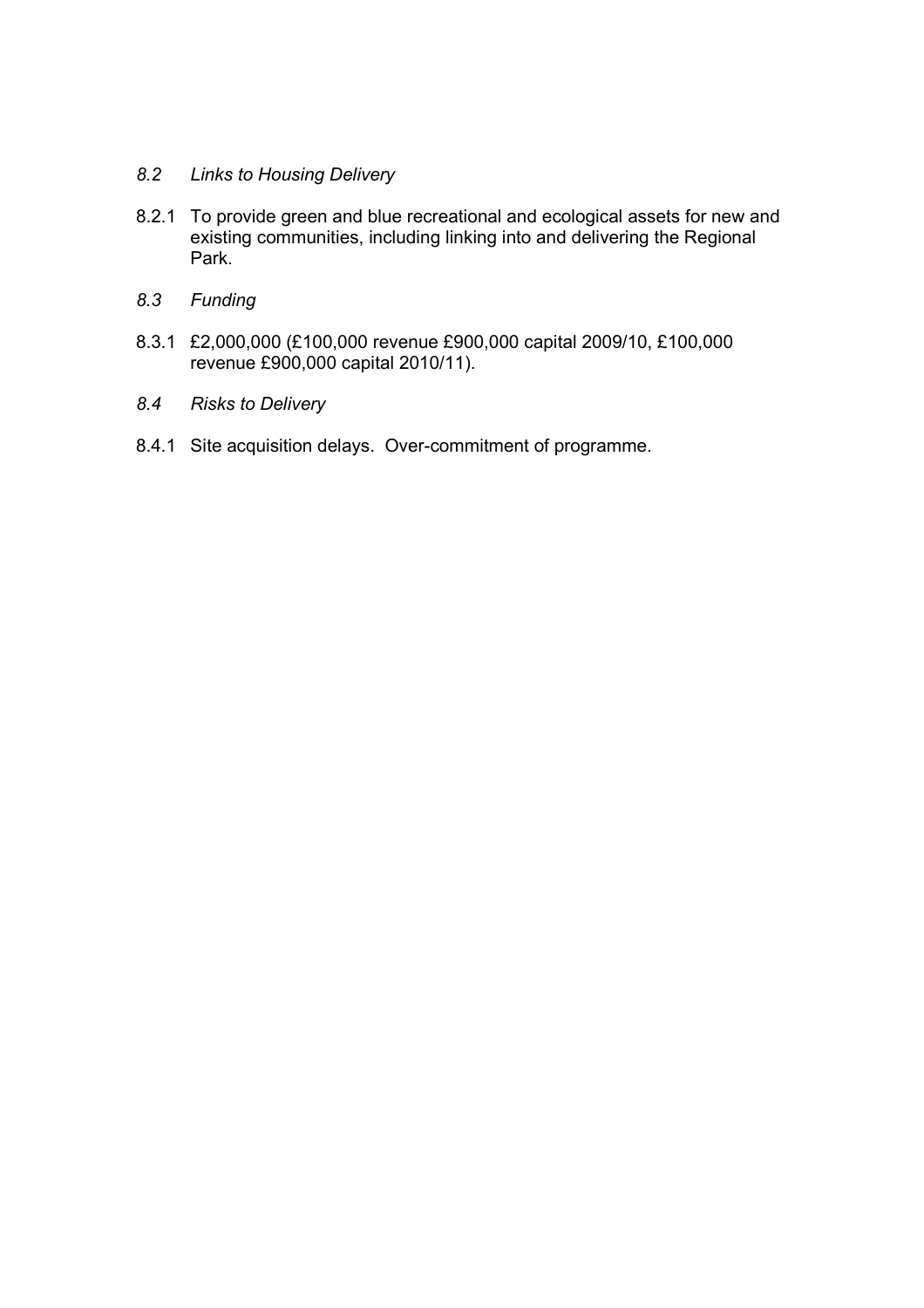### *8.2 Links to Housing Delivery*

8.2.1 To provide green and blue recreational and ecological assets for new and existing communities, including linking into and delivering the Regional Park.

### *8.3 Funding*

8.3.1 £2,000,000 (£100,000 revenue £900,000 capital 2009/10, £100,000 revenue £900,000 capital 2010/11).

### *8.4 Risks to Delivery*

8.4.1 Site acquisition delays. Over-commitment of programme.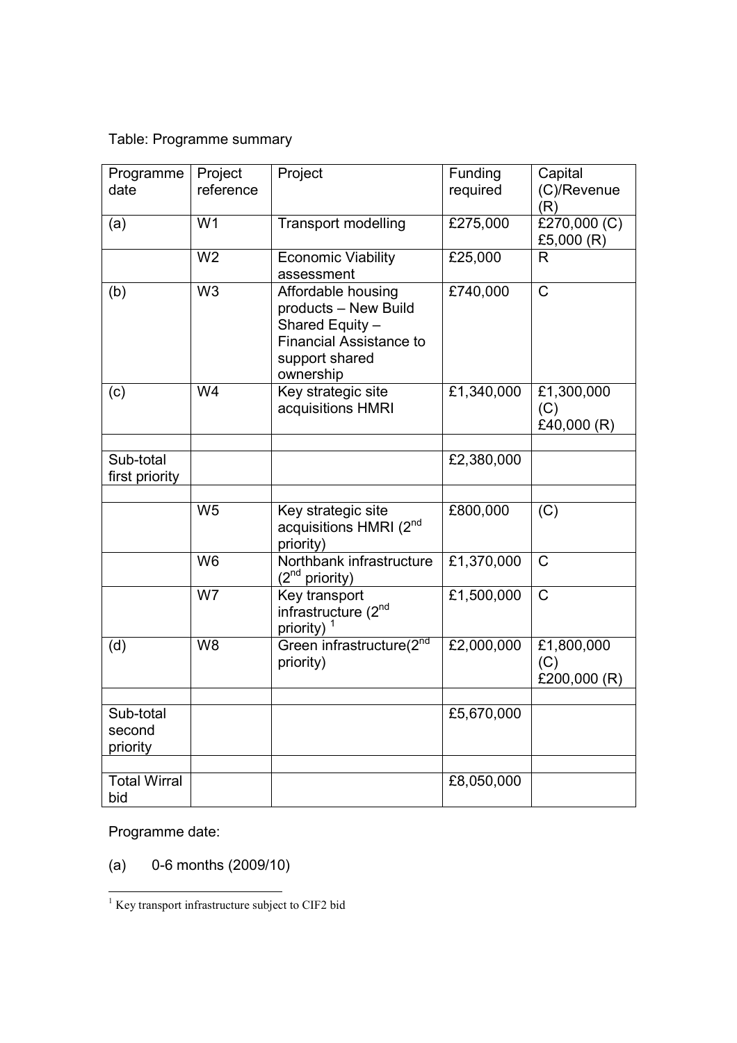Table: Programme summary

| Programme date | Project reference | Project | Funding required | Capital (C)/Revenue (R) |
|---|---|---|---|---|
| (a) | W1 | Transport modelling | £275,000 | £270,000 (C) £5,000 (R) |
| | W2 | Economic Viability assessment | £25,000 | R |
| (b) | W3 | Affordable housing products – New Build Shared Equity – Financial Assistance to support shared ownership | £740,000 | C |
| (c) | W4 | Key strategic site acquisitions HMRI | £1,340,000 | £1,300,000 (C) £40,000 (R) |
| | | | | |
| Sub-total first priority | | | £2,380,000 | |
| | | | | |
| | W5 | Key strategic site acquisitions HMRI (2nd priority) | £800,000 | (C) |
| | W6 | Northbank infrastructure (2nd priority) | £1,370,000 | C |
| | W7 | Key transport infrastructure (2nd priority) [1] | £1,500,000 | C |
| (d) | W8 | Green infrastructure(2nd priority) | £2,000,000 | £1,800,000 (C) £200,000 (R) |
| | | | | |
| Sub-total second priority | | | £5,670,000 | |
| | | | | |
| Total Wirral bid | | | £8,050,000 | |

Programme date:

(a) 0-6 months (2009/10)

[1] Key transport infrastructure subject to CIF2 bid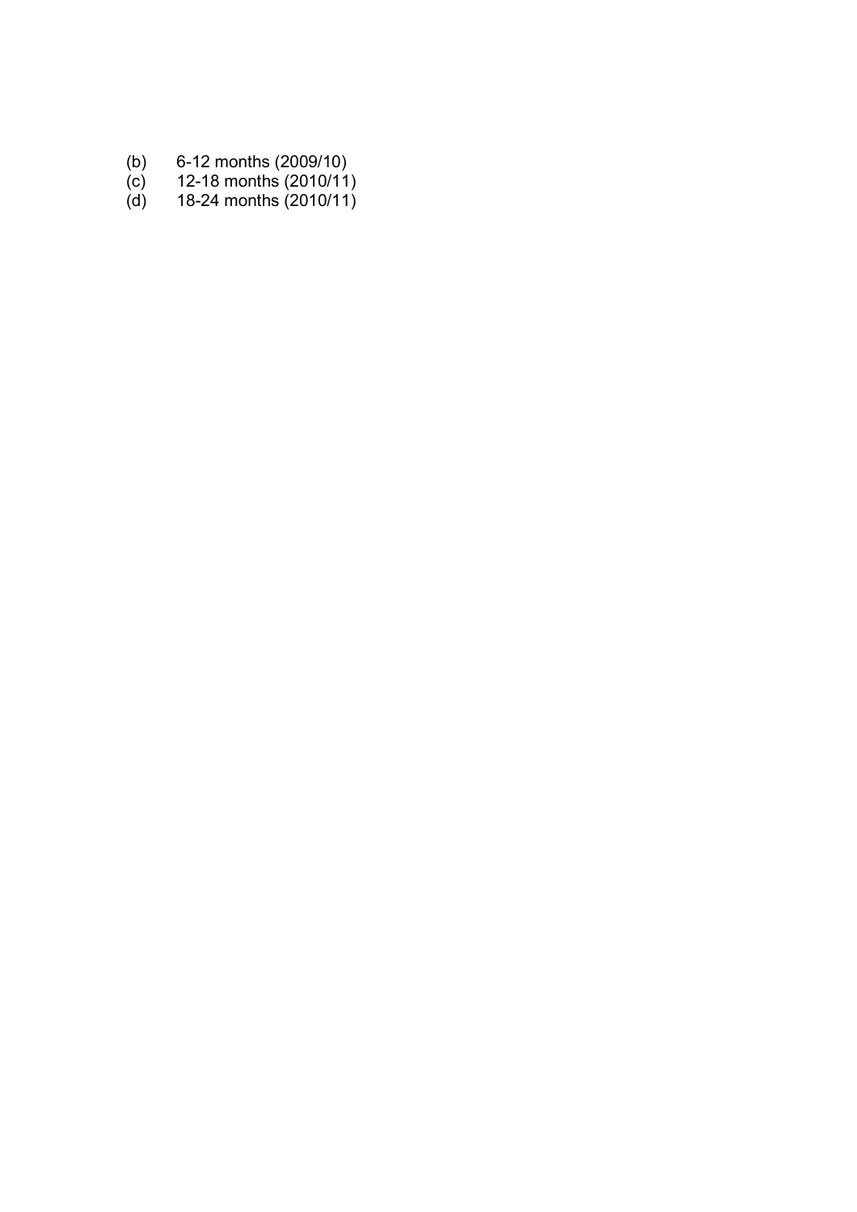(b) 6-12 months (2009/10)
(c) 12-18 months (2010/11)
(d) 18-24 months (2010/11)